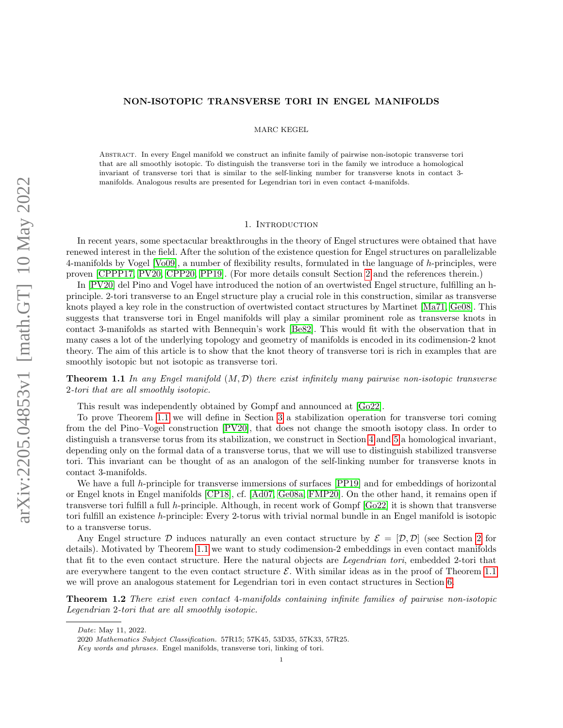# NON-ISOTOPIC TRANSVERSE TORI IN ENGEL MANIFOLDS

MARC KEGEL

ABSTRACT. In every Engel manifold we construct an infinite family of pairwise non-isotopic transverse tori that are all smoothly isotopic. To distinguish the transverse tori in the family we introduce a homological invariant of transverse tori that is similar to the self-linking number for transverse knots in contact 3-manifolds. Analogous results are presented for Legendrian tori in even contact 4-manifolds.

## 1. Introduction

In recent years, some spectacular breakthroughs in the theory of Engel structures were obtained that have renewed interest in the field. After the solution of the existence question for Engel structures on parallelizable 4-manifolds by Vogel [Vo09], a number of flexibility results, formulated in the language of $h$-principles, were proven [CPPP17, PV20, CPP20, PP19]. (For more details consult Section 2 and the references therein.)

In [PV20] del Pino and Vogel have introduced the notion of an overtwisted Engel structure, fulfilling an h-principle. 2-tori transverse to an Engel structure play a crucial role in this construction, similar as transverse knots played a key role in the construction of overtwisted contact structures by Martinet [Ma71, Ge08]. This suggests that transverse tori in Engel manifolds will play a similar prominent role as transverse knots in contact 3-manifolds as started with Bennequin's work [Be82]. This would fit with the observation that in many cases a lot of the underlying topology and geometry of manifolds is encoded in its codimension-2 knot theory. The aim of this article is to show that the knot theory of transverse tori is rich in examples that are smoothly isotopic but not isotopic as transverse tori.

**Theorem 1.1** *In any Engel manifold $(M, \mathcal{D})$ there exist infinitely many pairwise non-isotopic transverse 2-tori that are all smoothly isotopic.*

This result was independently obtained by Gompf and announced at [Go22].

To prove Theorem 1.1 we will define in Section 3 a stabilization operation for transverse tori coming from the del Pino–Vogel construction [PV20], that does not change the smooth isotopy class. In order to distinguish a transverse torus from its stabilization, we construct in Section 4 and 5 a homological invariant, depending only on the formal data of a transverse torus, that we will use to distinguish stabilized transverse tori. This invariant can be thought of as an analogon of the self-linking number for transverse knots in contact 3-manifolds.

We have a full $h$-principle for transverse immersions of surfaces [PP19] and for embeddings of horizontal or Engel knots in Engel manifolds [CP18], cf. [Ad07, Ge08a, FMP20]. On the other hand, it remains open if transverse tori fulfill a full $h$-principle. Although, in recent work of Gompf [Go22] it is shown that transverse tori fulfill an existence $h$-principle: Every 2-torus with trivial normal bundle in an Engel manifold is isotopic to a transverse torus.

Any Engel structure $\mathcal{D}$ induces naturally an even contact structure by $\mathcal{E} = [\mathcal{D}, \mathcal{D}]$ (see Section 2 for details). Motivated by Theorem 1.1 we want to study codimension-2 embeddings in even contact manifolds that fit to the even contact structure. Here the natural objects are *Legendrian tori*, embedded 2-tori that are everywhere tangent to the even contact structure $\mathcal{E}$. With similar ideas as in the proof of Theorem 1.1 we will prove an analogous statement for Legendrian tori in even contact structures in Section 6.

**Theorem 1.2** *There exist even contact 4-manifolds containing infinite families of pairwise non-isotopic Legendrian 2-tori that are all smoothly isotopic.*

---

*Date*: May 11, 2022.

2020 *Mathematics Subject Classification.* 57R15; 57K45, 53D35, 57K33, 57R25.

*Key words and phrases.* Engel manifolds, transverse tori, linking of tori.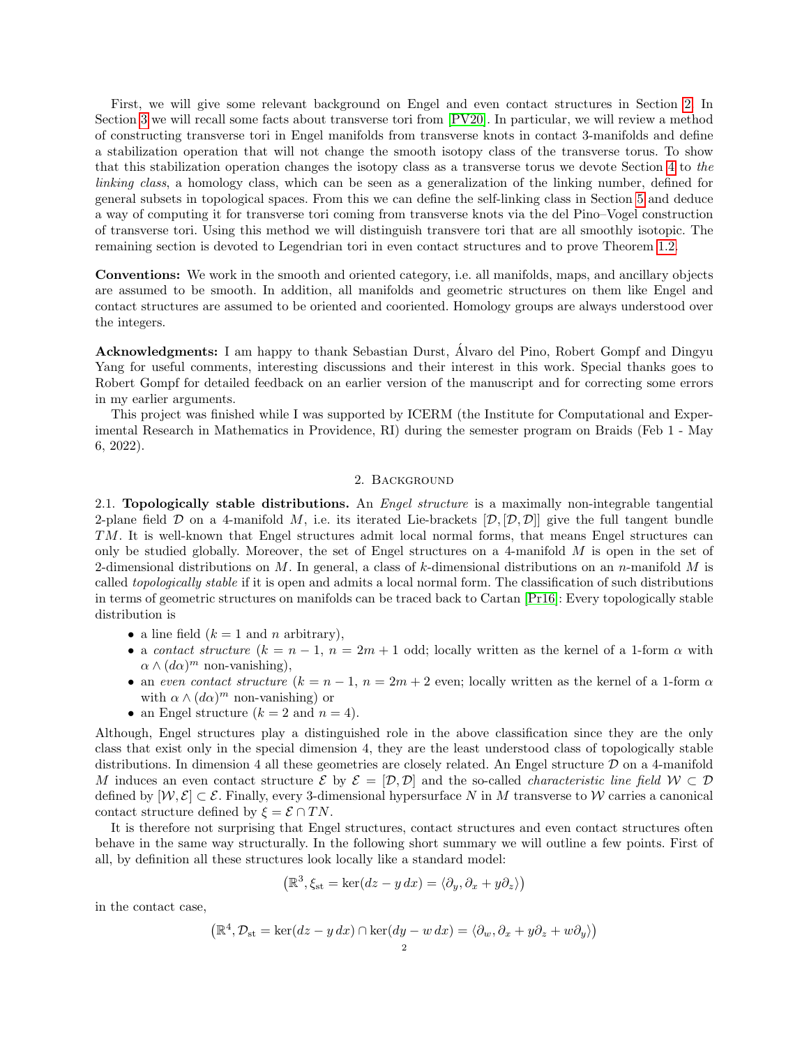First, we will give some relevant background on Engel and even contact structures in Section 2. In Section 3 we will recall some facts about transverse tori from [PV20]. In particular, we will review a method of constructing transverse tori in Engel manifolds from transverse knots in contact 3-manifolds and define a stabilization operation that will not change the smooth isotopy class of the transverse torus. To show that this stabilization operation changes the isotopy class as a transverse torus we devote Section 4 to *the linking class*, a homology class, which can be seen as a generalization of the linking number, defined for general subsets in topological spaces. From this we can define the self-linking class in Section 5 and deduce a way of computing it for transverse tori coming from transverse knots via the del Pino–Vogel construction of transverse tori. Using this method we will distinguish transvere tori that are all smoothly isotopic. The remaining section is devoted to Legendrian tori in even contact structures and to prove Theorem 1.2.

**Conventions:** We work in the smooth and oriented category, i.e. all manifolds, maps, and ancillary objects are assumed to be smooth. In addition, all manifolds and geometric structures on them like Engel and contact structures are assumed to be oriented and cooriented. Homology groups are always understood over the integers.

**Acknowledgments:** I am happy to thank Sebastian Durst, Álvaro del Pino, Robert Gompf and Dingyu Yang for useful comments, interesting discussions and their interest in this work. Special thanks goes to Robert Gompf for detailed feedback on an earlier version of the manuscript and for correcting some errors in my earlier arguments.

This project was finished while I was supported by ICERM (the Institute for Computational and Experimental Research in Mathematics in Providence, RI) during the semester program on Braids (Feb 1 - May 6, 2022).

## 2. Background

2.1. **Topologically stable distributions.** An *Engel structure* is a maximally non-integrable tangential 2-plane field $\mathcal{D}$ on a 4-manifold $M$, i.e. its iterated Lie-brackets $[\mathcal{D},[\mathcal{D},\mathcal{D}]]$ give the full tangent bundle $TM$. It is well-known that Engel structures admit local normal forms, that means Engel structures can only be studied globally. Moreover, the set of Engel structures on a 4-manifold $M$ is open in the set of 2-dimensional distributions on $M$. In general, a class of $k$-dimensional distributions on an $n$-manifold $M$ is called *topologically stable* if it is open and admits a local normal form. The classification of such distributions in terms of geometric structures on manifolds can be traced back to Cartan [Pr16]: Every topologically stable distribution is

- a line field ($k=1$ and $n$ arbitrary),
- a *contact structure* ($k=n-1$, $n=2m+1$ odd; locally written as the kernel of a 1-form $\alpha$ with $\alpha\wedge(d\alpha)^m$ non-vanishing),
- an *even contact structure* ($k=n-1$, $n=2m+2$ even; locally written as the kernel of a 1-form $\alpha$ with $\alpha\wedge(d\alpha)^m$ non-vanishing) or
- an Engel structure ($k=2$ and $n=4$).

Although, Engel structures play a distinguished role in the above classification since they are the only class that exist only in the special dimension 4, they are the least understood class of topologically stable distributions. In dimension 4 all these geometries are closely related. An Engel structure $\mathcal{D}$ on a 4-manifold $M$ induces an even contact structure $\mathcal{E}$ by $\mathcal{E}=[\mathcal{D},\mathcal{D}]$ and the so-called *characteristic line field* $\mathcal{W}\subset\mathcal{D}$ defined by $[\mathcal{W},\mathcal{E}]\subset\mathcal{E}$. Finally, every 3-dimensional hypersurface $N$ in $M$ transverse to $\mathcal{W}$ carries a canonical contact structure defined by $\xi=\mathcal{E}\cap TN$.

It is therefore not surprising that Engel structures, contact structures and even contact structures often behave in the same way structurally. In the following short summary we will outline a few points. First of all, by definition all these structures look locally like a standard model:

$$\left(\mathbb{R}^3,\xi_{\mathrm{st}}=\ker(dz-y\,dx)=\langle\partial_y,\partial_x+y\partial_z\rangle\right)$$

in the contact case,

$$\left(\mathbb{R}^4,\mathcal{D}_{\mathrm{st}}=\ker(dz-y\,dx)\cap\ker(dy-w\,dx)=\langle\partial_w,\partial_x+y\partial_z+w\partial_y\rangle\right)$$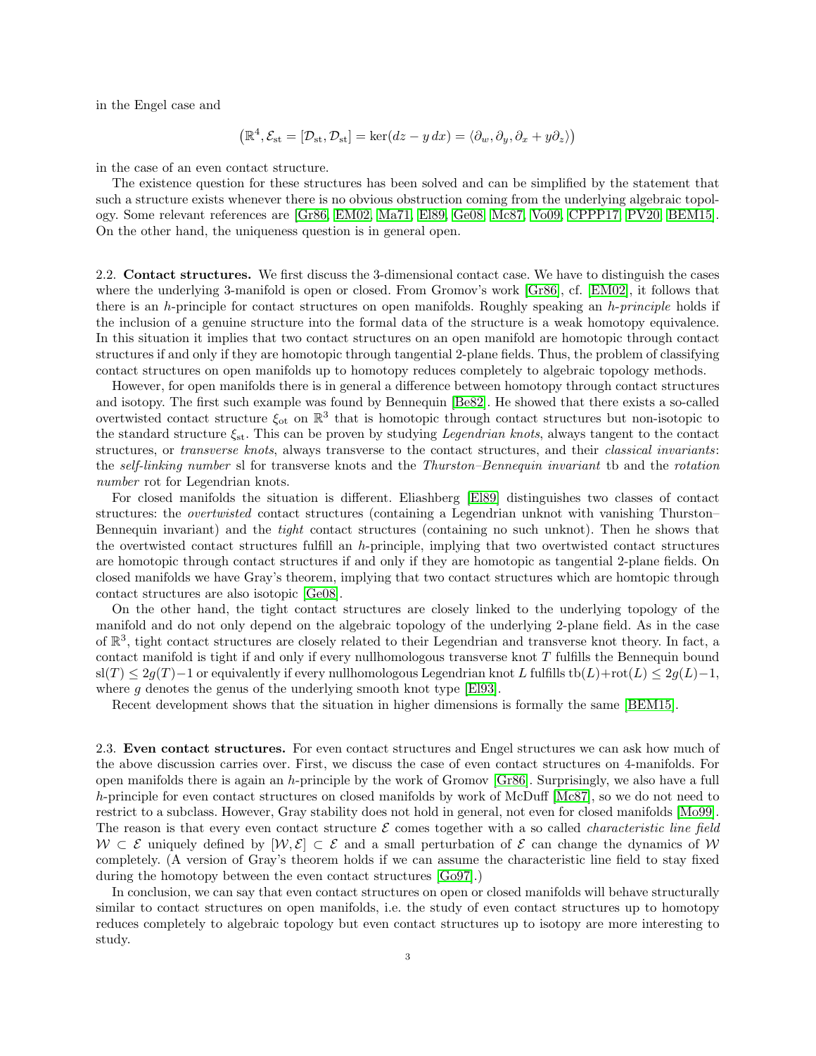in the Engel case and

$$\left(\mathbb{R}^4, \mathcal{E}_{\mathrm{st}} = [\mathcal{D}_{\mathrm{st}}, \mathcal{D}_{\mathrm{st}}] = \ker(dz - y\, dx) = \langle \partial_w, \partial_y, \partial_x + y\partial_z \rangle\right)$$

in the case of an even contact structure.

The existence question for these structures has been solved and can be simplified by the statement that such a structure exists whenever there is no obvious obstruction coming from the underlying algebraic topology. Some relevant references are [Gr86, EM02, Ma71, El89, Ge08, Mc87, Vo09, CPPP17, PV20, BEM15]. On the other hand, the uniqueness question is in general open.

2.2. **Contact structures.** We first discuss the 3-dimensional contact case. We have to distinguish the cases where the underlying 3-manifold is open or closed. From Gromov's work [Gr86], cf. [EM02], it follows that there is an $h$-principle for contact structures on open manifolds. Roughly speaking an *$h$-principle* holds if the inclusion of a genuine structure into the formal data of the structure is a weak homotopy equivalence. In this situation it implies that two contact structures on an open manifold are homotopic through contact structures if and only if they are homotopic through tangential 2-plane fields. Thus, the problem of classifying contact structures on open manifolds up to homotopy reduces completely to algebraic topology methods.

However, for open manifolds there is in general a difference between homotopy through contact structures and isotopy. The first such example was found by Bennequin [Be82]. He showed that there exists a so-called overtwisted contact structure $\xi_{\mathrm{ot}}$ on $\mathbb{R}^3$ that is homotopic through contact structures but non-isotopic to the standard structure $\xi_{\mathrm{st}}$. This can be proven by studying *Legendrian knots*, always tangent to the contact structures, or *transverse knots*, always transverse to the contact structures, and their *classical invariants*: the *self-linking number* sl for transverse knots and the *Thurston–Bennequin invariant* tb and the *rotation number* rot for Legendrian knots.

For closed manifolds the situation is different. Eliashberg [El89] distinguishes two classes of contact structures: the *overtwisted* contact structures (containing a Legendrian unknot with vanishing Thurston–Bennequin invariant) and the *tight* contact structures (containing no such unknot). Then he shows that the overtwisted contact structures fulfill an $h$-principle, implying that two overtwisted contact structures are homotopic through contact structures if and only if they are homotopic as tangential 2-plane fields. On closed manifolds we have Gray's theorem, implying that two contact structures which are homtopic through contact structures are also isotopic [Ge08].

On the other hand, the tight contact structures are closely linked to the underlying topology of the manifold and do not only depend on the algebraic topology of the underlying 2-plane field. As in the case of $\mathbb{R}^3$, tight contact structures are closely related to their Legendrian and transverse knot theory. In fact, a contact manifold is tight if and only if every nullhomologous transverse knot $T$ fulfills the Bennequin bound $\mathrm{sl}(T) \leq 2g(T)-1$ or equivalently if every nullhomologous Legendrian knot $L$ fulfills $\mathrm{tb}(L)+\mathrm{rot}(L) \leq 2g(L)-1$, where $g$ denotes the genus of the underlying smooth knot type [El93].

Recent development shows that the situation in higher dimensions is formally the same [BEM15].

2.3. **Even contact structures.** For even contact structures and Engel structures we can ask how much of the above discussion carries over. First, we discuss the case of even contact structures on 4-manifolds. For open manifolds there is again an $h$-principle by the work of Gromov [Gr86]. Surprisingly, we also have a full $h$-principle for even contact structures on closed manifolds by work of McDuff [Mc87], so we do not need to restrict to a subclass. However, Gray stability does not hold in general, not even for closed manifolds [Mo99]. The reason is that every even contact structure $\mathcal{E}$ comes together with a so called *characteristic line field* $\mathcal{W} \subset \mathcal{E}$ uniquely defined by $[\mathcal{W}, \mathcal{E}] \subset \mathcal{E}$ and a small perturbation of $\mathcal{E}$ can change the dynamics of $\mathcal{W}$ completely. (A version of Gray's theorem holds if we can assume the characteristic line field to stay fixed during the homotopy between the even contact structures [Go97].)

In conclusion, we can say that even contact structures on open or closed manifolds will behave structurally similar to contact structures on open manifolds, i.e. the study of even contact structures up to homotopy reduces completely to algebraic topology but even contact structures up to isotopy are more interesting to study.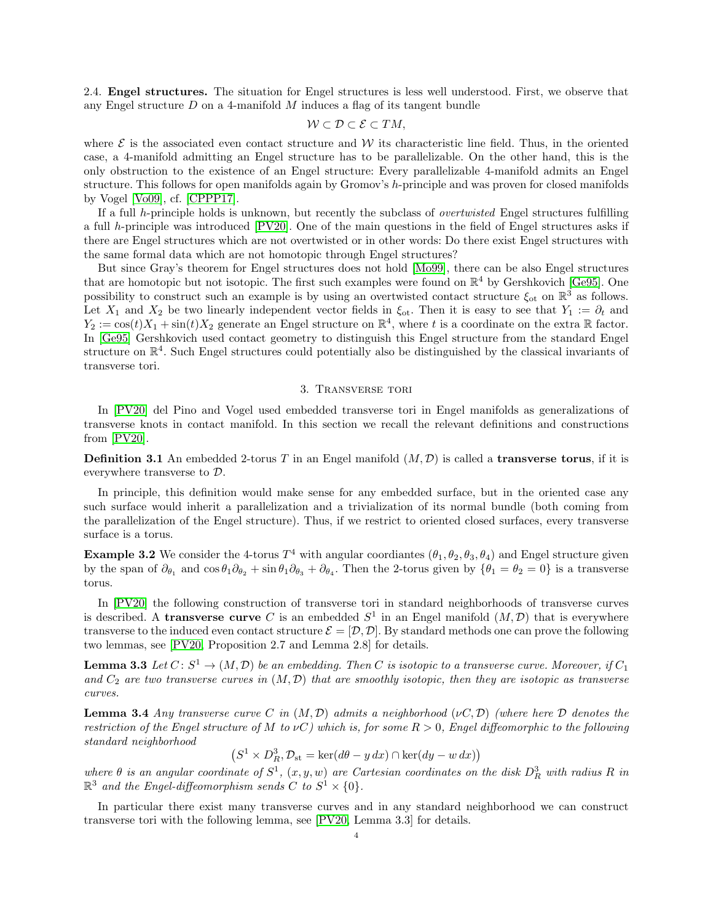2.4. **Engel structures.** The situation for Engel structures is less well understood. First, we observe that any Engel structure $D$ on a 4-manifold $M$ induces a flag of its tangent bundle

$$\mathcal{W} \subset \mathcal{D} \subset \mathcal{E} \subset TM,$$

where $\mathcal{E}$ is the associated even contact structure and $\mathcal{W}$ its characteristic line field. Thus, in the oriented case, a 4-manifold admitting an Engel structure has to be parallelizable. On the other hand, this is the only obstruction to the existence of an Engel structure: Every parallelizable 4-manifold admits an Engel structure. This follows for open manifolds again by Gromov's $h$-principle and was proven for closed manifolds by Vogel [Vo09], cf. [CPPP17].

If a full $h$-principle holds is unknown, but recently the subclass of *overtwisted* Engel structures fulfilling a full $h$-principle was introduced [PV20]. One of the main questions in the field of Engel structures asks if there are Engel structures which are not overtwisted or in other words: Do there exist Engel structures with the same formal data which are not homotopic through Engel structures?

But since Gray's theorem for Engel structures does not hold [Mo99], there can be also Engel structures that are homotopic but not isotopic. The first such examples were found on $\mathbb{R}^4$ by Gershkovich [Ge95]. One possibility to construct such an example is by using an overtwisted contact structure $\xi_{\text{ot}}$ on $\mathbb{R}^3$ as follows. Let $X_1$ and $X_2$ be two linearly independent vector fields in $\xi_{\text{ot}}$. Then it is easy to see that $Y_1 := \partial_t$ and $Y_2 := \cos(t)X_1 + \sin(t)X_2$ generate an Engel structure on $\mathbb{R}^4$, where $t$ is a coordinate on the extra $\mathbb{R}$ factor. In [Ge95] Gershkovich used contact geometry to distinguish this Engel structure from the standard Engel structure on $\mathbb{R}^4$. Such Engel structures could potentially also be distinguished by the classical invariants of transverse tori.

## 3. Transverse tori

In [PV20] del Pino and Vogel used embedded transverse tori in Engel manifolds as generalizations of transverse knots in contact manifold. In this section we recall the relevant definitions and constructions from [PV20].

**Definition 3.1** An embedded 2-torus $T$ in an Engel manifold $(M, \mathcal{D})$ is called a **transverse torus**, if it is everywhere transverse to $\mathcal{D}$.

In principle, this definition would make sense for any embedded surface, but in the oriented case any such surface would inherit a parallelization and a trivialization of its normal bundle (both coming from the parallelization of the Engel structure). Thus, if we restrict to oriented closed surfaces, every transverse surface is a torus.

**Example 3.2** We consider the 4-torus $T^4$ with angular coordiantes $(\theta_1, \theta_2, \theta_3, \theta_4)$ and Engel structure given by the span of $\partial_{\theta_1}$ and $\cos\theta_1\partial_{\theta_2} + \sin\theta_1\partial_{\theta_3} + \partial_{\theta_4}$. Then the 2-torus given by $\{\theta_1 = \theta_2 = 0\}$ is a transverse torus.

In [PV20] the following construction of transverse tori in standard neighborhoods of transverse curves is described. A **transverse curve** $C$ is an embedded $S^1$ in an Engel manifold $(M, \mathcal{D})$ that is everywhere transverse to the induced even contact structure $\mathcal{E} = [\mathcal{D}, \mathcal{D}]$. By standard methods one can prove the following two lemmas, see [PV20, Proposition 2.7 and Lemma 2.8] for details.

**Lemma 3.3** *Let $C\colon S^1 \to (M, \mathcal{D})$ be an embedding. Then $C$ is isotopic to a transverse curve. Moreover, if $C_1$ and $C_2$ are two transverse curves in $(M, \mathcal{D})$ that are smoothly isotopic, then they are isotopic as transverse curves.*

**Lemma 3.4** *Any transverse curve $C$ in $(M, \mathcal{D})$ admits a neighborhood $(\nu C, \mathcal{D})$ (where here $\mathcal{D}$ denotes the restriction of the Engel structure of $M$ to $\nu C$) which is, for some $R > 0$, Engel diffeomorphic to the following standard neighborhood*

$$\left(S^1 \times D^3_R, \mathcal{D}_{\text{st}} = \ker(d\theta - y\,dx) \cap \ker(dy - w\,dx)\right)$$

*where $\theta$ is an angular coordinate of $S^1$, $(x, y, w)$ are Cartesian coordinates on the disk $D^3_R$ with radius $R$ in $\mathbb{R}^3$ and the Engel-diffeomorphism sends $C$ to $S^1 \times \{0\}$.*

In particular there exist many transverse curves and in any standard neighborhood we can construct transverse tori with the following lemma, see [PV20, Lemma 3.3] for details.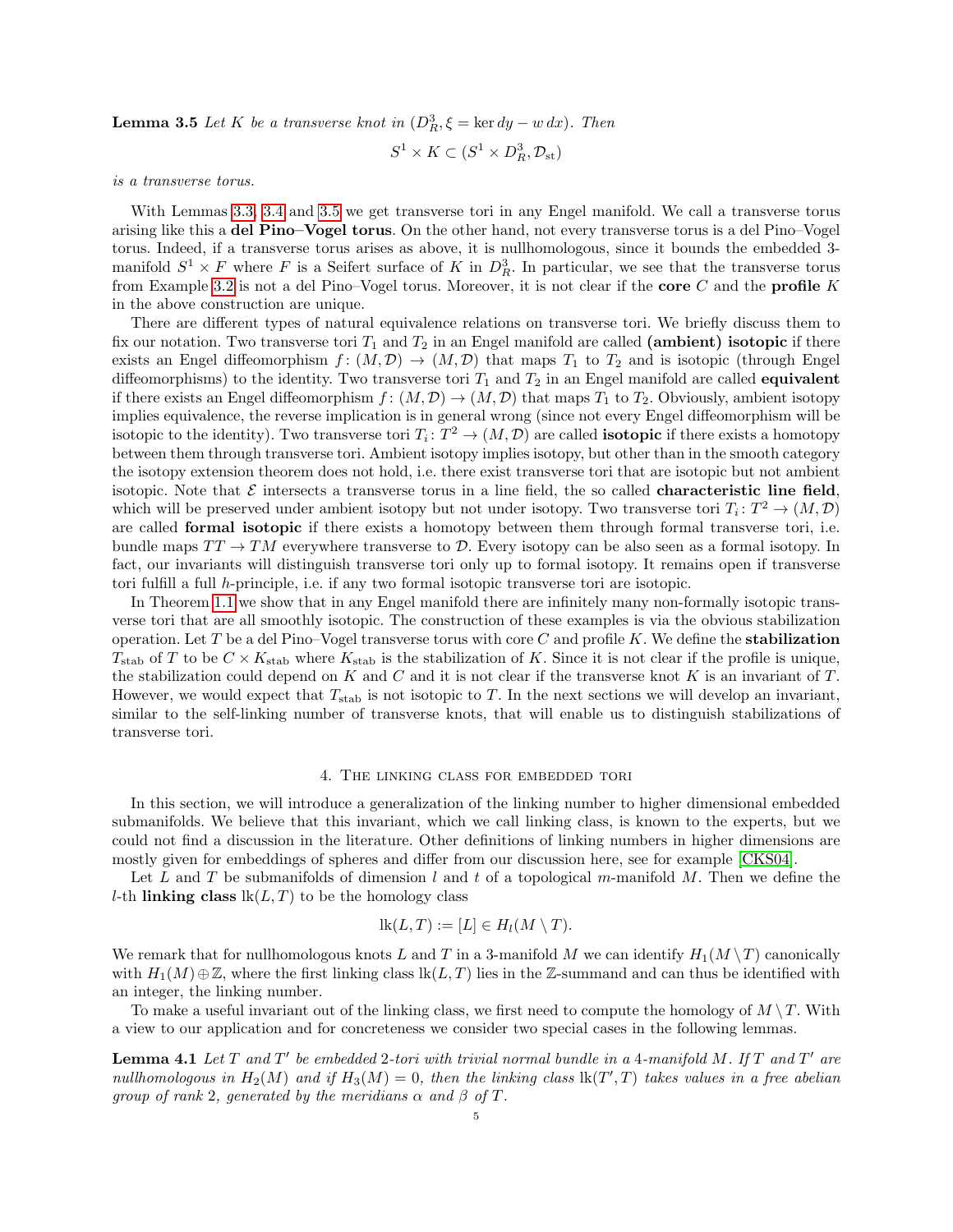**Lemma 3.5** *Let $K$ be a transverse knot in $(D^3_R, \xi = \ker dy - w\,dx)$. Then*

$$S^1 \times K \subset (S^1 \times D^3_R, \mathcal{D}_{\mathrm{st}})$$

*is a transverse torus.*

With Lemmas 3.3, 3.4 and 3.5 we get transverse tori in any Engel manifold. We call a transverse torus arising like this a **del Pino–Vogel torus**. On the other hand, not every transverse torus is a del Pino–Vogel torus. Indeed, if a transverse torus arises as above, it is nullhomologous, since it bounds the embedded 3-manifold $S^1 \times F$ where $F$ is a Seifert surface of $K$ in $D^3_R$. In particular, we see that the transverse torus from Example 3.2 is not a del Pino–Vogel torus. Moreover, it is not clear if the **core** $C$ and the **profile** $K$ in the above construction are unique.

There are different types of natural equivalence relations on transverse tori. We briefly discuss them to fix our notation. Two transverse tori $T_1$ and $T_2$ in an Engel manifold are called **(ambient) isotopic** if there exists an Engel diffeomorphism $f\colon (M, \mathcal{D}) \to (M, \mathcal{D})$ that maps $T_1$ to $T_2$ and is isotopic (through Engel diffeomorphisms) to the identity. Two transverse tori $T_1$ and $T_2$ in an Engel manifold are called **equivalent** if there exists an Engel diffeomorphism $f\colon (M, \mathcal{D}) \to (M, \mathcal{D})$ that maps $T_1$ to $T_2$. Obviously, ambient isotopy implies equivalence, the reverse implication is in general wrong (since not every Engel diffeomorphism will be isotopic to the identity). Two transverse tori $T_i\colon T^2 \to (M, \mathcal{D})$ are called **isotopic** if there exists a homotopy between them through transverse tori. Ambient isotopy implies isotopy, but other than in the smooth category the isotopy extension theorem does not hold, i.e. there exist transverse tori that are isotopic but not ambient isotopic. Note that $\mathcal{E}$ intersects a transverse torus in a line field, the so called **characteristic line field**, which will be preserved under ambient isotopy but not under isotopy. Two transverse tori $T_i\colon T^2 \to (M, \mathcal{D})$ are called **formal isotopic** if there exists a homotopy between them through formal transverse tori, i.e. bundle maps $TT \to TM$ everywhere transverse to $\mathcal{D}$. Every isotopy can be also seen as a formal isotopy. In fact, our invariants will distinguish transverse tori only up to formal isotopy. It remains open if transverse tori fulfill a full $h$-principle, i.e. if any two formal isotopic transverse tori are isotopic.

In Theorem 1.1 we show that in any Engel manifold there are infinitely many non-formally isotopic transverse tori that are all smoothly isotopic. The construction of these examples is via the obvious stabilization operation. Let $T$ be a del Pino–Vogel transverse torus with core $C$ and profile $K$. We define the **stabilization** $T_{\mathrm{stab}}$ of $T$ to be $C \times K_{\mathrm{stab}}$ where $K_{\mathrm{stab}}$ is the stabilization of $K$. Since it is not clear if the profile is unique, the stabilization could depend on $K$ and $C$ and it is not clear if the transverse knot $K$ is an invariant of $T$. However, we would expect that $T_{\mathrm{stab}}$ is not isotopic to $T$. In the next sections we will develop an invariant, similar to the self-linking number of transverse knots, that will enable us to distinguish stabilizations of transverse tori.

## 4. The linking class for embedded tori

In this section, we will introduce a generalization of the linking number to higher dimensional embedded submanifolds. We believe that this invariant, which we call linking class, is known to the experts, but we could not find a discussion in the literature. Other definitions of linking numbers in higher dimensions are mostly given for embeddings of spheres and differ from our discussion here, see for example [CKS04].

Let $L$ and $T$ be submanifolds of dimension $l$ and $t$ of a topological $m$-manifold $M$. Then we define the $l$-th **linking class** $\mathrm{lk}(L, T)$ to be the homology class

$$\mathrm{lk}(L, T) := [L] \in H_l(M \setminus T).$$

We remark that for nullhomologous knots $L$ and $T$ in a 3-manifold $M$ we can identify $H_1(M \setminus T)$ canonically with $H_1(M) \oplus \mathbb{Z}$, where the first linking class $\mathrm{lk}(L, T)$ lies in the $\mathbb{Z}$-summand and can thus be identified with an integer, the linking number.

To make a useful invariant out of the linking class, we first need to compute the homology of $M \setminus T$. With a view to our application and for concreteness we consider two special cases in the following lemmas.

**Lemma 4.1** *Let $T$ and $T'$ be embedded 2-tori with trivial normal bundle in a 4-manifold $M$. If $T$ and $T'$ are nullhomologous in $H_2(M)$ and if $H_3(M) = 0$, then the linking class $\mathrm{lk}(T', T)$ takes values in a free abelian group of rank 2, generated by the meridians $\alpha$ and $\beta$ of $T$.*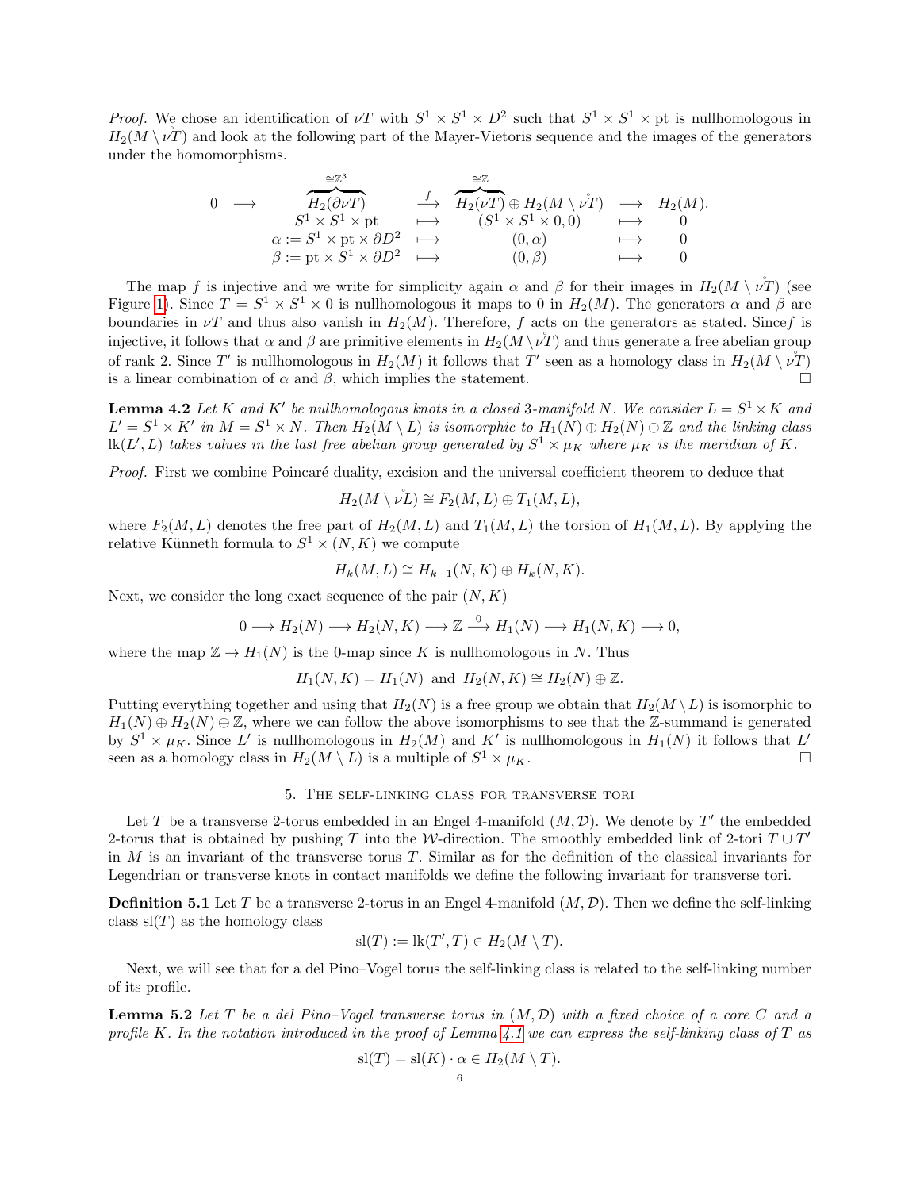*Proof.* We chose an identification of $\nu T$ with $S^1 \times S^1 \times D^2$ such that $S^1 \times S^1 \times \text{pt}$ is nullhomologous in $H_2(M \setminus \mathring{\nu T})$ and look at the following part of the Mayer-Vietoris sequence and the images of the generators under the homomorphisms.

$$
\begin{array}{ccccccc}
0 & \longrightarrow & \overbrace{H_2(\partial \nu T)}^{\cong \mathbb{Z}^3} & \xrightarrow{f} & \overbrace{H_2(\nu T)}^{\cong \mathbb{Z}} \oplus H_2(M \setminus \mathring{\nu T}) & \longrightarrow & H_2(M). \\
 & & S^1 \times S^1 \times \text{pt} & \longmapsto & (S^1 \times S^1 \times 0, 0) & \longmapsto & 0 \\
 & & \alpha := S^1 \times \text{pt} \times \partial D^2 & \longmapsto & (0, \alpha) & \longmapsto & 0 \\
 & & \beta := \text{pt} \times S^1 \times \partial D^2 & \longmapsto & (0, \beta) & \longmapsto & 0
\end{array}
$$

The map $f$ is injective and we write for simplicity again $\alpha$ and $\beta$ for their images in $H_2(M \setminus \mathring{\nu T})$ (see Figure 1). Since $T = S^1 \times S^1 \times 0$ is nullhomologous it maps to 0 in $H_2(M)$. The generators $\alpha$ and $\beta$ are boundaries in $\nu T$ and thus also vanish in $H_2(M)$. Therefore, $f$ acts on the generators as stated. Since$f$ is injective, it follows that $\alpha$ and $\beta$ are primitive elements in $H_2(M \setminus \mathring{\nu T})$ and thus generate a free abelian group of rank 2. Since $T'$ is nullhomologous in $H_2(M)$ it follows that $T'$ seen as a homology class in $H_2(M \setminus \mathring{\nu T})$ is a linear combination of $\alpha$ and $\beta$, which implies the statement. □

**Lemma 4.2** *Let $K$ and $K'$ be nullhomologous knots in a closed 3-manifold $N$. We consider $L = S^1 \times K$ and $L' = S^1 \times K'$ in $M = S^1 \times N$. Then $H_2(M \setminus L)$ is isomorphic to $H_1(N) \oplus H_2(N) \oplus \mathbb{Z}$ and the linking class $\operatorname{lk}(L', L)$ takes values in the last free abelian group generated by $S^1 \times \mu_K$ where $\mu_K$ is the meridian of $K$.*

*Proof.* First we combine Poincaré duality, excision and the universal coefficient theorem to deduce that

$$H_2(M \setminus \mathring{\nu L}) \cong F_2(M, L) \oplus T_1(M, L),$$

where $F_2(M, L)$ denotes the free part of $H_2(M, L)$ and $T_1(M, L)$ the torsion of $H_1(M, L)$. By applying the relative Künneth formula to $S^1 \times (N, K)$ we compute

$$H_k(M, L) \cong H_{k-1}(N, K) \oplus H_k(N, K).$$

Next, we consider the long exact sequence of the pair $(N, K)$

$$0 \longrightarrow H_2(N) \longrightarrow H_2(N, K) \longrightarrow \mathbb{Z} \xrightarrow{0} H_1(N) \longrightarrow H_1(N, K) \longrightarrow 0,$$

where the map $\mathbb{Z} \to H_1(N)$ is the 0-map since $K$ is nullhomologous in $N$. Thus

$$H_1(N, K) = H_1(N) \text{ and } H_2(N, K) \cong H_2(N) \oplus \mathbb{Z}.$$

Putting everything together and using that $H_2(N)$ is a free group we obtain that $H_2(M \setminus L)$ is isomorphic to $H_1(N) \oplus H_2(N) \oplus \mathbb{Z}$, where we can follow the above isomorphisms to see that the $\mathbb{Z}$-summand is generated by $S^1 \times \mu_K$. Since $L'$ is nullhomologous in $H_2(M)$ and $K'$ is nullhomologous in $H_1(N)$ it follows that $L'$ seen as a homology class in $H_2(M \setminus L)$ is a multiple of $S^1 \times \mu_K$. □

## 5. The self-linking class for transverse tori

Let $T$ be a transverse 2-torus embedded in an Engel 4-manifold $(M, \mathcal{D})$. We denote by $T'$ the embedded 2-torus that is obtained by pushing $T$ into the $\mathcal{W}$-direction. The smoothly embedded link of 2-tori $T \cup T'$ in $M$ is an invariant of the transverse torus $T$. Similar as for the definition of the classical invariants for Legendrian or transverse knots in contact manifolds we define the following invariant for transverse tori.

**Definition 5.1** Let $T$ be a transverse 2-torus in an Engel 4-manifold $(M, \mathcal{D})$. Then we define the self-linking class $\operatorname{sl}(T)$ as the homology class

$$\operatorname{sl}(T) := \operatorname{lk}(T', T) \in H_2(M \setminus T).$$

Next, we will see that for a del Pino–Vogel torus the self-linking class is related to the self-linking number of its profile.

**Lemma 5.2** *Let $T$ be a del Pino–Vogel transverse torus in $(M, \mathcal{D})$ with a fixed choice of a core $C$ and a profile $K$. In the notation introduced in the proof of Lemma 4.1 we can express the self-linking class of $T$ as*

$$\operatorname{sl}(T) = \operatorname{sl}(K) \cdot \alpha \in H_2(M \setminus T).$$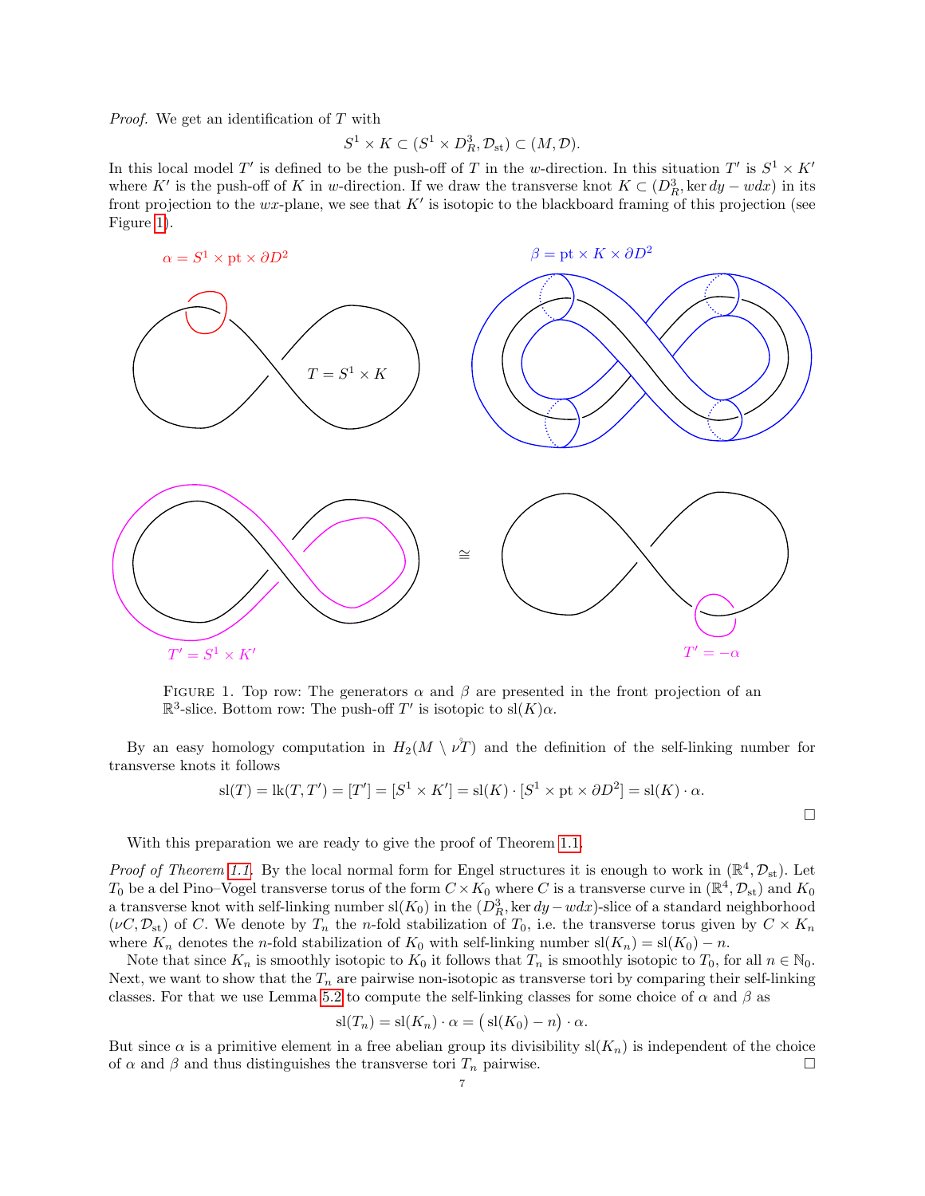*Proof.* We get an identification of $T$ with

$$S^1 \times K \subset (S^1 \times D^3_R, \mathcal{D}_{\text{st}}) \subset (M, \mathcal{D}).$$

In this local model $T'$ is defined to be the push-off of $T$ in the $w$-direction. In this situation $T'$ is $S^1 \times K'$ where $K'$ is the push-off of $K$ in $w$-direction. If we draw the transverse knot $K \subset (D^3_R, \ker dy - w dx)$ in its front projection to the $wx$-plane, we see that $K'$ is isotopic to the blackboard framing of this projection (see Figure 1).

FIGURE 1. Top row: The generators $\alpha$ and $\beta$ are presented in the front projection of an $\mathbb{R}^3$-slice. Bottom row: The push-off $T'$ is isotopic to $\text{sl}(K)\alpha$.

By an easy homology computation in $H_2(M \setminus \mathring{\nu} T)$ and the definition of the self-linking number for transverse knots it follows

$$\text{sl}(T) = \text{lk}(T, T') = [T'] = [S^1 \times K'] = \text{sl}(K) \cdot [S^1 \times \text{pt} \times \partial D^2] = \text{sl}(K) \cdot \alpha.$$

□

With this preparation we are ready to give the proof of Theorem 1.1.

*Proof of Theorem 1.1.* By the local normal form for Engel structures it is enough to work in $(\mathbb{R}^4, \mathcal{D}_{\text{st}})$. Let $T_0$ be a del Pino–Vogel transverse torus of the form $C \times K_0$ where $C$ is a transverse curve in $(\mathbb{R}^4, \mathcal{D}_{\text{st}})$ and $K_0$ a transverse knot with self-linking number $\text{sl}(K_0)$ in the $(D^3_R, \ker dy - w dx)$-slice of a standard neighborhood $(\nu C, \mathcal{D}_{\text{st}})$ of $C$. We denote by $T_n$ the $n$-fold stabilization of $T_0$, i.e. the transverse torus given by $C \times K_n$ where $K_n$ denotes the $n$-fold stabilization of $K_0$ with self-linking number $\text{sl}(K_n) = \text{sl}(K_0) - n$.

Note that since $K_n$ is smoothly isotopic to $K_0$ it follows that $T_n$ is smoothly isotopic to $T_0$, for all $n \in \mathbb{N}_0$. Next, we want to show that the $T_n$ are pairwise non-isotopic as transverse tori by comparing their self-linking classes. For that we use Lemma 5.2 to compute the self-linking classes for some choice of $\alpha$ and $\beta$ as

$$\text{sl}(T_n) = \text{sl}(K_n) \cdot \alpha = \big(\text{sl}(K_0) - n\big) \cdot \alpha.$$

But since $\alpha$ is a primitive element in a free abelian group its divisibility $\text{sl}(K_n)$ is independent of the choice of $\alpha$ and $\beta$ and thus distinguishes the transverse tori $T_n$ pairwise. □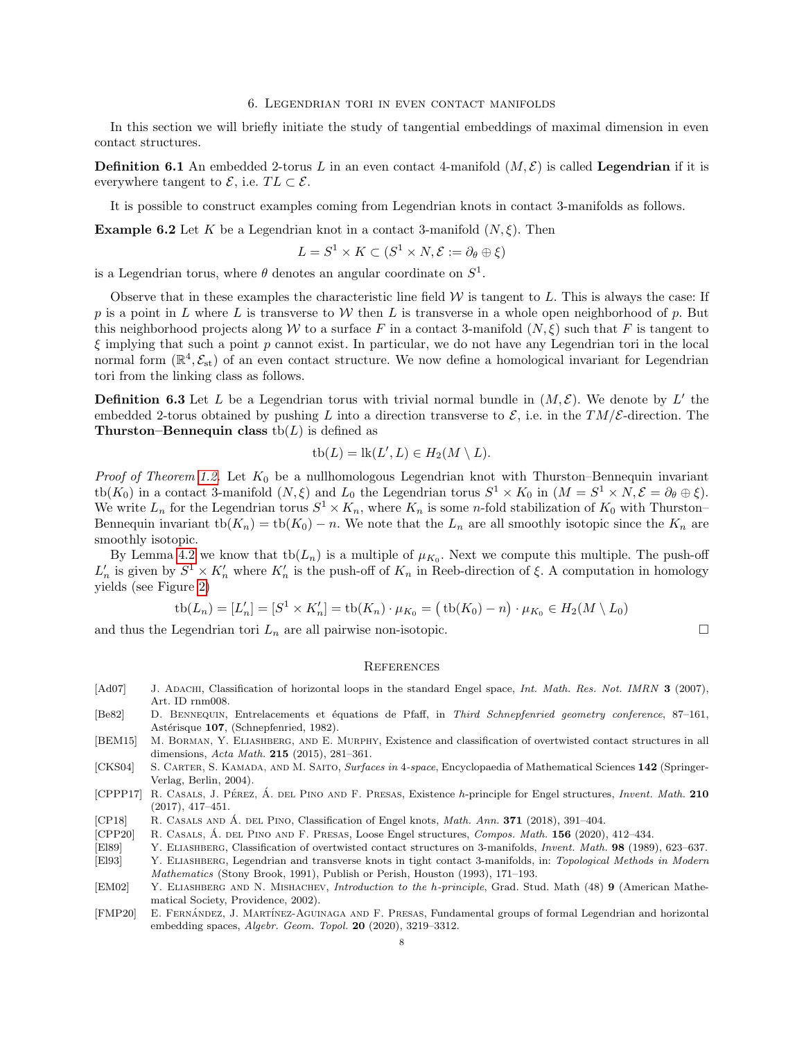## 6. Legendrian tori in even contact manifolds

In this section we will briefly initiate the study of tangential embeddings of maximal dimension in even contact structures.

**Definition 6.1** An embedded 2-torus $L$ in an even contact 4-manifold $(M, \mathcal{E})$ is called **Legendrian** if it is everywhere tangent to $\mathcal{E}$, i.e. $TL \subset \mathcal{E}$.

It is possible to construct examples coming from Legendrian knots in contact 3-manifolds as follows.

**Example 6.2** Let $K$ be a Legendrian knot in a contact 3-manifold $(N, \xi)$. Then

$$L = S^1 \times K \subset (S^1 \times N, \mathcal{E} := \partial_\theta \oplus \xi)$$

is a Legendrian torus, where $\theta$ denotes an angular coordinate on $S^1$.

Observe that in these examples the characteristic line field $\mathcal{W}$ is tangent to $L$. This is always the case: If $p$ is a point in $L$ where $L$ is transverse to $\mathcal{W}$ then $L$ is transverse in a whole open neighborhood of $p$. But this neighborhood projects along $\mathcal{W}$ to a surface $F$ in a contact 3-manifold $(N, \xi)$ such that $F$ is tangent to $\xi$ implying that such a point $p$ cannot exist. In particular, we do not have any Legendrian tori in the local normal form $(\mathbb{R}^4, \mathcal{E}_{\mathrm{st}})$ of an even contact structure. We now define a homological invariant for Legendrian tori from the linking class as follows.

**Definition 6.3** Let $L$ be a Legendrian torus with trivial normal bundle in $(M, \mathcal{E})$. We denote by $L'$ the embedded 2-torus obtained by pushing $L$ into a direction transverse to $\mathcal{E}$, i.e. in the $TM/\mathcal{E}$-direction. The **Thurston–Bennequin class** $\mathrm{tb}(L)$ is defined as

$$\mathrm{tb}(L) = \mathrm{lk}(L', L) \in H_2(M \setminus L).$$

*Proof of Theorem 1.2.* Let $K_0$ be a nullhomologous Legendrian knot with Thurston–Bennequin invariant $\mathrm{tb}(K_0)$ in a contact 3-manifold $(N, \xi)$ and $L_0$ the Legendrian torus $S^1 \times K_0$ in $(M = S^1 \times N, \mathcal{E} = \partial_\theta \oplus \xi)$. We write $L_n$ for the Legendrian torus $S^1 \times K_n$, where $K_n$ is some $n$-fold stabilization of $K_0$ with Thurston–Bennequin invariant $\mathrm{tb}(K_n) = \mathrm{tb}(K_0) - n$. We note that the $L_n$ are all smoothly isotopic since the $K_n$ are smoothly isotopic.

By Lemma 4.2 we know that $\mathrm{tb}(L_n)$ is a multiple of $\mu_{K_0}$. Next we compute this multiple. The push-off $L_n'$ is given by $S^1 \times K_n'$ where $K_n'$ is the push-off of $K_n$ in Reeb-direction of $\xi$. A computation in homology yields (see Figure 2)

$$\mathrm{tb}(L_n) = [L_n'] = [S^1 \times K_n'] = \mathrm{tb}(K_n) \cdot \mu_{K_0} = \big(\mathrm{tb}(K_0) - n\big) \cdot \mu_{K_0} \in H_2(M \setminus L_0)$$

and thus the Legendrian tori $L_n$ are all pairwise non-isotopic. □

## References

[Ad07] J. Adachi, Classification of horizontal loops in the standard Engel space, *Int. Math. Res. Not. IMRN* **3** (2007), Art. ID rnm008.

[Be82] D. Bennequin, Entrelacements et équations de Pfaff, in *Third Schnepfenried geometry conference*, 87–161, Astérisque **107**, (Schnepfenried, 1982).

[BEM15] M. Borman, Y. Eliashberg, and E. Murphy, Existence and classification of overtwisted contact structures in all dimensions, *Acta Math.* **215** (2015), 281–361.

[CKS04] S. Carter, S. Kamada, and M. Saito, *Surfaces in 4-space*, Encyclopaedia of Mathematical Sciences **142** (Springer-Verlag, Berlin, 2004).

[CPPP17] R. Casals, J. Pérez, Á. del Pino and F. Presas, Existence $h$-principle for Engel structures, *Invent. Math.* **210** (2017), 417–451.

[CP18] R. Casals and Á. del Pino, Classification of Engel knots, *Math. Ann.* **371** (2018), 391–404.

[CPP20] R. Casals, Á. del Pino and F. Presas, Loose Engel structures, *Compos. Math.* **156** (2020), 412–434.

[El89] Y. Eliashberg, Classification of overtwisted contact structures on 3-manifolds, *Invent. Math.* **98** (1989), 623–637.

[El93] Y. Eliashberg, Legendrian and transverse knots in tight contact 3-manifolds, in: *Topological Methods in Modern Mathematics* (Stony Brook, 1991), Publish or Perish, Houston (1993), 171–193.

[EM02] Y. Eliashberg and N. Mishachev, *Introduction to the h-principle*, Grad. Stud. Math (48) **9** (American Mathematical Society, Providence, 2002).

[FMP20] E. Fernández, J. Martínez-Aguinaga and F. Presas, Fundamental groups of formal Legendrian and horizontal embedding spaces, *Algebr. Geom. Topol.* **20** (2020), 3219–3312.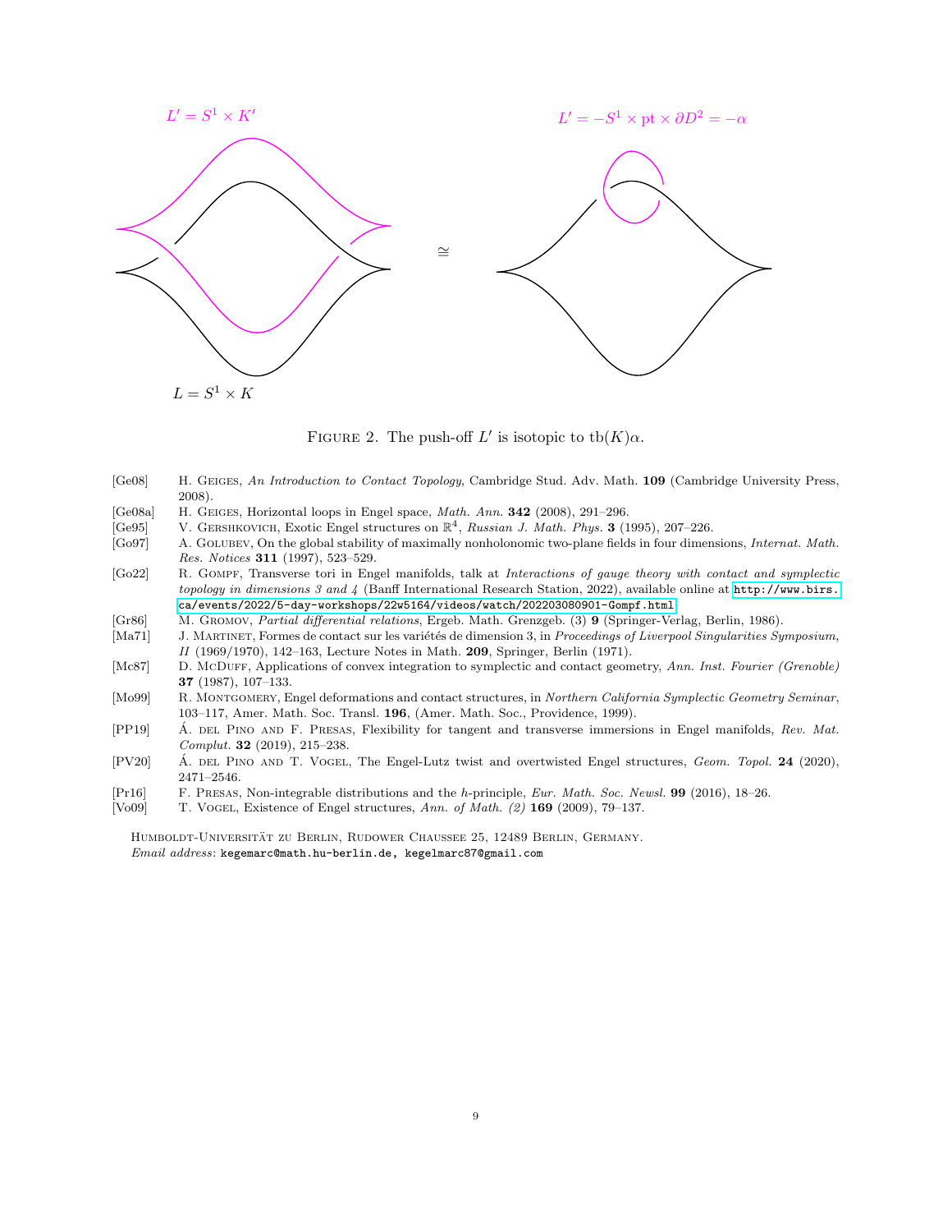$L' = S^1 \times K'$

$L' = -S^1 \times \mathrm{pt} \times \partial D^2 = -\alpha$

$\cong$

$L = S^1 \times K$

Figure 2. The push-off $L'$ is isotopic to $\mathrm{tb}(K)\alpha$.

[Ge08] H. Geiges, *An Introduction to Contact Topology*, Cambridge Stud. Adv. Math. **109** (Cambridge University Press, 2008).

[Ge08a] H. Geiges, Horizontal loops in Engel space, *Math. Ann.* **342** (2008), 291–296.

[Ge95] V. Gershkovich, Exotic Engel structures on $\mathbb{R}^4$, *Russian J. Math. Phys.* **3** (1995), 207–226.

[Go97] A. Golubev, On the global stability of maximally nonholonomic two-plane fields in four dimensions, *Internat. Math. Res. Notices* **311** (1997), 523–529.

[Go22] R. Gompf, Transverse tori in Engel manifolds, talk at *Interactions of gauge theory with contact and symplectic topology in dimensions 3 and 4* (Banff International Research Station, 2022), available online at http://www.birs.ca/events/2022/5-day-workshops/22w5164/videos/watch/202203080901-Gompf.html

[Gr86] M. Gromov, *Partial differential relations*, Ergeb. Math. Grenzgeb. (3) **9** (Springer-Verlag, Berlin, 1986).

[Ma71] J. Martinet, Formes de contact sur les variétés de dimension 3, in *Proceedings of Liverpool Singularities Symposium, II* (1969/1970), 142–163, Lecture Notes in Math. **209**, Springer, Berlin (1971).

[Mc87] D. McDuff, Applications of convex integration to symplectic and contact geometry, *Ann. Inst. Fourier (Grenoble)* **37** (1987), 107–133.

[Mo99] R. Montgomery, Engel deformations and contact structures, in *Northern California Symplectic Geometry Seminar*, 103–117, Amer. Math. Soc. Transl. **196**, (Amer. Math. Soc., Providence, 1999).

[PP19] Á. del Pino and F. Presas, Flexibility for tangent and transverse immersions in Engel manifolds, *Rev. Mat. Complut.* **32** (2019), 215–238.

[PV20] Á. del Pino and T. Vogel, The Engel-Lutz twist and overtwisted Engel structures, *Geom. Topol.* **24** (2020), 2471–2546.

[Pr16] F. Presas, Non-integrable distributions and the $h$-principle, *Eur. Math. Soc. Newsl.* **99** (2016), 18–26.

[Vo09] T. Vogel, Existence of Engel structures, *Ann. of Math. (2)* **169** (2009), 79–137.

Humboldt-Universität zu Berlin, Rudower Chaussee 25, 12489 Berlin, Germany.
*Email address*: kegemarc@math.hu-berlin.de, kegelmarc87@gmail.com